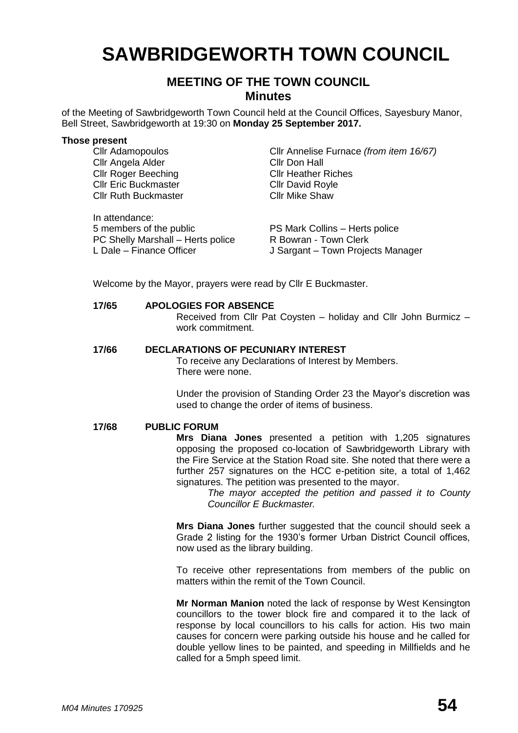# SAWBRIDGEWORTH TOWN COUNCIL

## MEETING OF THE TOWN COUNCIL
## Minutes

of the Meeting of Sawbridgeworth Town Council held at the Council Offices, Sayesbury Manor, Bell Street, Sawbridgeworth at 19:30 on **Monday 25 September 2017.**

**Those present**

| | |
|---|---|
| Cllr Adamopoulos | Cllr Annelise Furnace *(from item 16/67)* |
| Cllr Angela Alder | Cllr Don Hall |
| Cllr Roger Beeching | Cllr Heather Riches |
| Cllr Eric Buckmaster | Cllr David Royle |
| Cllr Ruth Buckmaster | Cllr Mike Shaw |

In attendance:

| | |
|---|---|
| 5 members of the public | PS Mark Collins – Herts police |
| PC Shelly Marshall – Herts police | R Bowran - Town Clerk |
| L Dale – Finance Officer | J Sargant – Town Projects Manager |

Welcome by the Mayor, prayers were read by Cllr E Buckmaster.

**17/65 APOLOGIES FOR ABSENCE**

Received from Cllr Pat Coysten – holiday and Cllr John Burmicz – work commitment.

**17/66 DECLARATIONS OF PECUNIARY INTEREST**

To receive any Declarations of Interest by Members.
There were none.

Under the provision of Standing Order 23 the Mayor's discretion was used to change the order of items of business.

**17/68 PUBLIC FORUM**

**Mrs Diana Jones** presented a petition with 1,205 signatures opposing the proposed co-location of Sawbridgeworth Library with the Fire Service at the Station Road site. She noted that there were a further 257 signatures on the HCC e-petition site, a total of 1,462 signatures. The petition was presented to the mayor.

*The mayor accepted the petition and passed it to County Councillor E Buckmaster.*

**Mrs Diana Jones** further suggested that the council should seek a Grade 2 listing for the 1930's former Urban District Council offices, now used as the library building.

To receive other representations from members of the public on matters within the remit of the Town Council.

**Mr Norman Manion** noted the lack of response by West Kensington councillors to the tower block fire and compared it to the lack of response by local councillors to his calls for action. His two main causes for concern were parking outside his house and he called for double yellow lines to be painted, and speeding in Millfields and he called for a 5mph speed limit.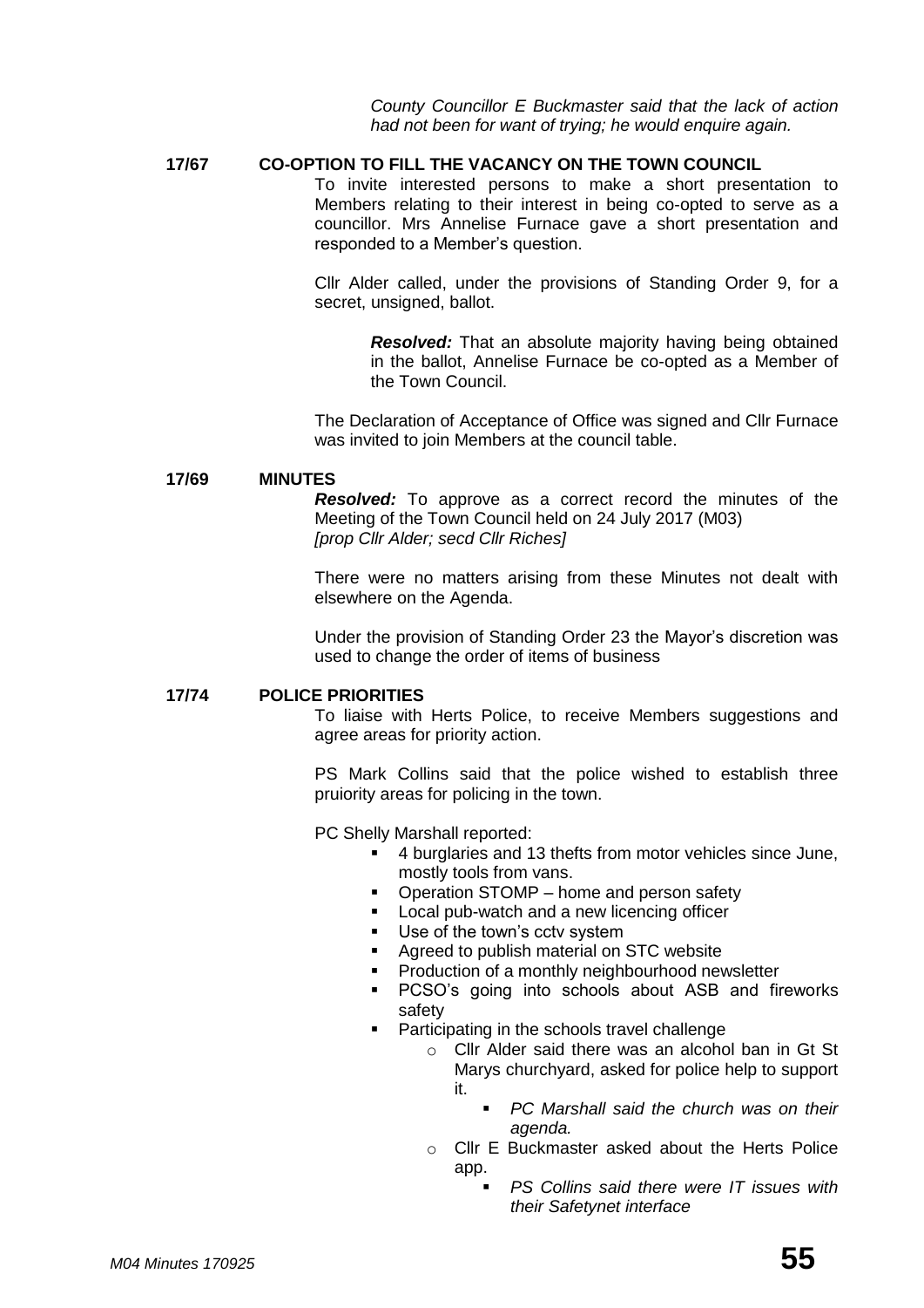*County Councillor E Buckmaster said that the lack of action had not been for want of trying; he would enquire again.*

**17/67 CO-OPTION TO FILL THE VACANCY ON THE TOWN COUNCIL**

To invite interested persons to make a short presentation to Members relating to their interest in being co-opted to serve as a councillor. Mrs Annelise Furnace gave a short presentation and responded to a Member's question.

Cllr Alder called, under the provisions of Standing Order 9, for a secret, unsigned, ballot.

> ***Resolved:*** That an absolute majority having being obtained in the ballot, Annelise Furnace be co-opted as a Member of the Town Council.

The Declaration of Acceptance of Office was signed and Cllr Furnace was invited to join Members at the council table.

**17/69 MINUTES**

***Resolved:*** To approve as a correct record the minutes of the Meeting of the Town Council held on 24 July 2017 (M03)
*[prop Cllr Alder; secd Cllr Riches]*

There were no matters arising from these Minutes not dealt with elsewhere on the Agenda.

Under the provision of Standing Order 23 the Mayor's discretion was used to change the order of items of business

**17/74 POLICE PRIORITIES**

To liaise with Herts Police, to receive Members suggestions and agree areas for priority action.

PS Mark Collins said that the police wished to establish three pruiority areas for policing in the town.

PC Shelly Marshall reported:

- 4 burglaries and 13 thefts from motor vehicles since June, mostly tools from vans.
- Operation STOMP – home and person safety
- Local pub-watch and a new licencing officer
- Use of the town's cctv system
- Agreed to publish material on STC website
- Production of a monthly neighbourhood newsletter
- PCSO's going into schools about ASB and fireworks safety
- Participating in the schools travel challenge
  - Cllr Alder said there was an alcohol ban in Gt St Marys churchyard, asked for police help to support it.
    - *PC Marshall said the church was on their agenda.*
  - Cllr E Buckmaster asked about the Herts Police app.
    - *PS Collins said there were IT issues with their Safetynet interface*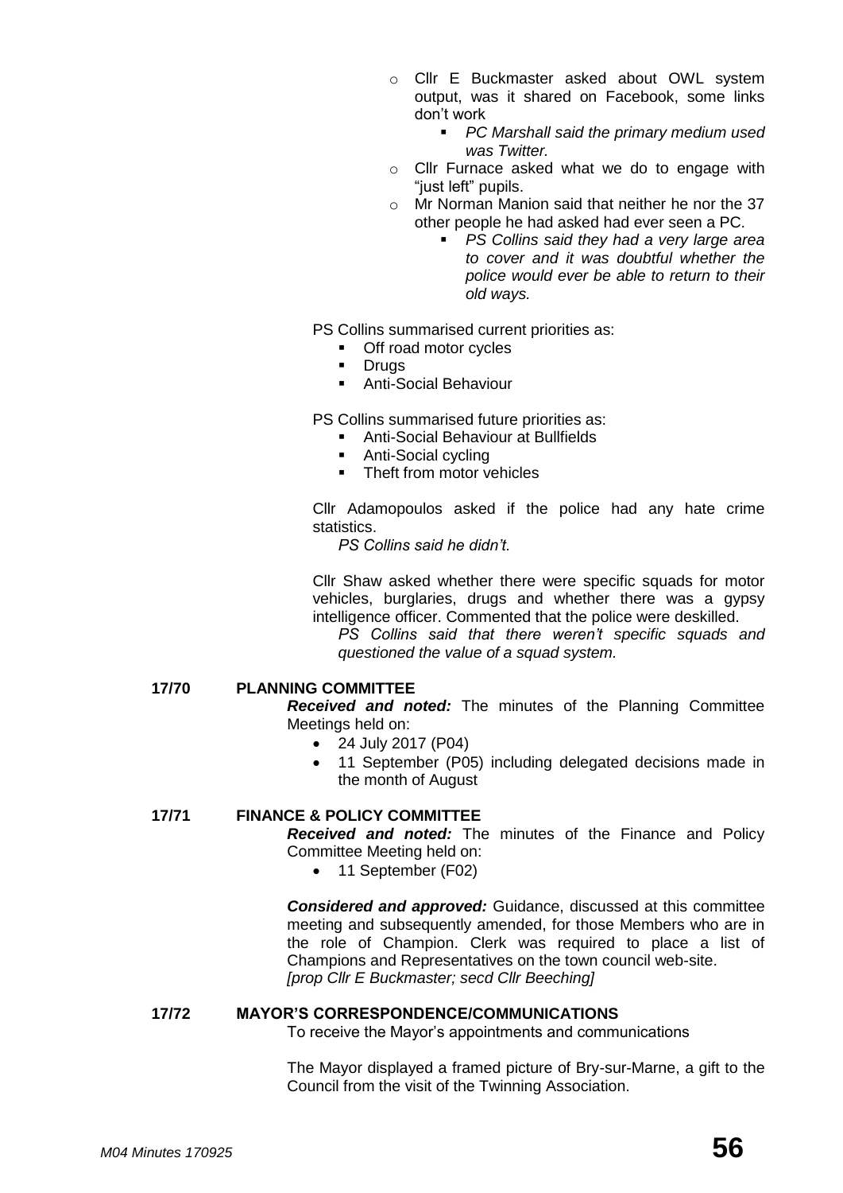- Cllr E Buckmaster asked about OWL system output, was it shared on Facebook, some links don't work
  - *PC Marshall said the primary medium used was Twitter.*
- Cllr Furnace asked what we do to engage with "just left" pupils.
- Mr Norman Manion said that neither he nor the 37 other people he had asked had ever seen a PC.
  - *PS Collins said they had a very large area to cover and it was doubtful whether the police would ever be able to return to their old ways.*

PS Collins summarised current priorities as:

- Off road motor cycles
- Drugs
- Anti-Social Behaviour

PS Collins summarised future priorities as:

- Anti-Social Behaviour at Bullfields
- Anti-Social cycling
- Theft from motor vehicles

Cllr Adamopoulos asked if the police had any hate crime statistics.

*PS Collins said he didn't.*

Cllr Shaw asked whether there were specific squads for motor vehicles, burglaries, drugs and whether there was a gypsy intelligence officer. Commented that the police were deskilled.

*PS Collins said that there weren't specific squads and questioned the value of a squad system.*

## 17/70 PLANNING COMMITTEE

***Received and noted:*** The minutes of the Planning Committee Meetings held on:

- 24 July 2017 (P04)
- 11 September (P05) including delegated decisions made in the month of August

## 17/71 FINANCE & POLICY COMMITTEE

***Received and noted:*** The minutes of the Finance and Policy Committee Meeting held on:

- 11 September (F02)

***Considered and approved:*** Guidance, discussed at this committee meeting and subsequently amended, for those Members who are in the role of Champion. Clerk was required to place a list of Champions and Representatives on the town council web-site.
*[prop Cllr E Buckmaster; secd Cllr Beeching]*

## 17/72 MAYOR'S CORRESPONDENCE/COMMUNICATIONS

To receive the Mayor's appointments and communications

The Mayor displayed a framed picture of Bry-sur-Marne, a gift to the Council from the visit of the Twinning Association.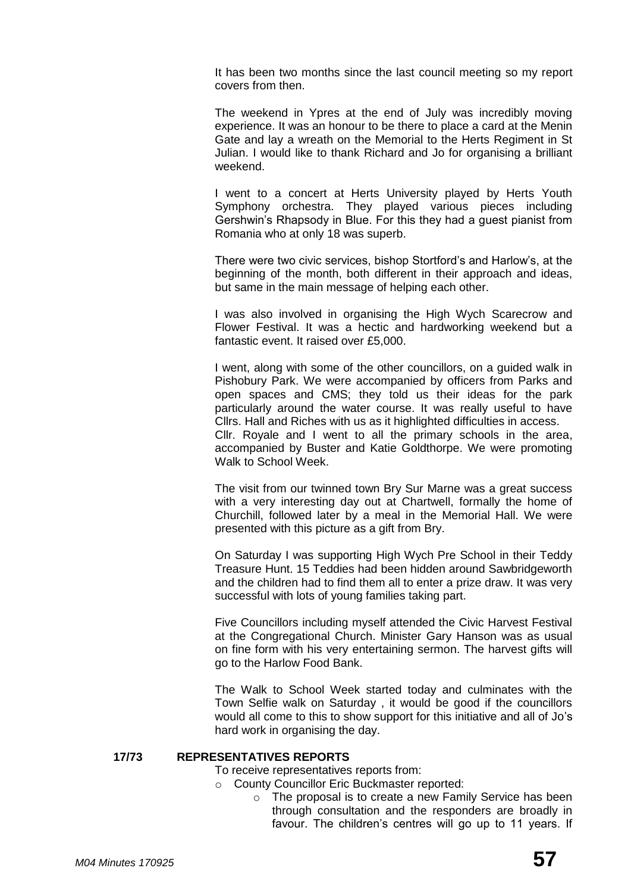It has been two months since the last council meeting so my report covers from then.

The weekend in Ypres at the end of July was incredibly moving experience. It was an honour to be there to place a card at the Menin Gate and lay a wreath on the Memorial to the Herts Regiment in St Julian. I would like to thank Richard and Jo for organising a brilliant weekend.

I went to a concert at Herts University played by Herts Youth Symphony orchestra. They played various pieces including Gershwin's Rhapsody in Blue. For this they had a guest pianist from Romania who at only 18 was superb.

There were two civic services, bishop Stortford's and Harlow's, at the beginning of the month, both different in their approach and ideas, but same in the main message of helping each other.

I was also involved in organising the High Wych Scarecrow and Flower Festival. It was a hectic and hardworking weekend but a fantastic event. It raised over £5,000.

I went, along with some of the other councillors, on a guided walk in Pishobury Park. We were accompanied by officers from Parks and open spaces and CMS; they told us their ideas for the park particularly around the water course. It was really useful to have Cllrs. Hall and Riches with us as it highlighted difficulties in access.
Cllr. Royale and I went to all the primary schools in the area, accompanied by Buster and Katie Goldthorpe. We were promoting Walk to School Week.

The visit from our twinned town Bry Sur Marne was a great success with a very interesting day out at Chartwell, formally the home of Churchill, followed later by a meal in the Memorial Hall. We were presented with this picture as a gift from Bry.

On Saturday I was supporting High Wych Pre School in their Teddy Treasure Hunt. 15 Teddies had been hidden around Sawbridgeworth and the children had to find them all to enter a prize draw. It was very successful with lots of young families taking part.

Five Councillors including myself attended the Civic Harvest Festival at the Congregational Church. Minister Gary Hanson was as usual on fine form with his very entertaining sermon. The harvest gifts will go to the Harlow Food Bank.

The Walk to School Week started today and culminates with the Town Selfie walk on Saturday , it would be good if the councillors would all come to this to show support for this initiative and all of Jo's hard work in organising the day.

**17/73 REPRESENTATIVES REPORTS**

To receive representatives reports from:

- County Councillor Eric Buckmaster reported:
  - The proposal is to create a new Family Service has been through consultation and the responders are broadly in favour. The children's centres will go up to 11 years. If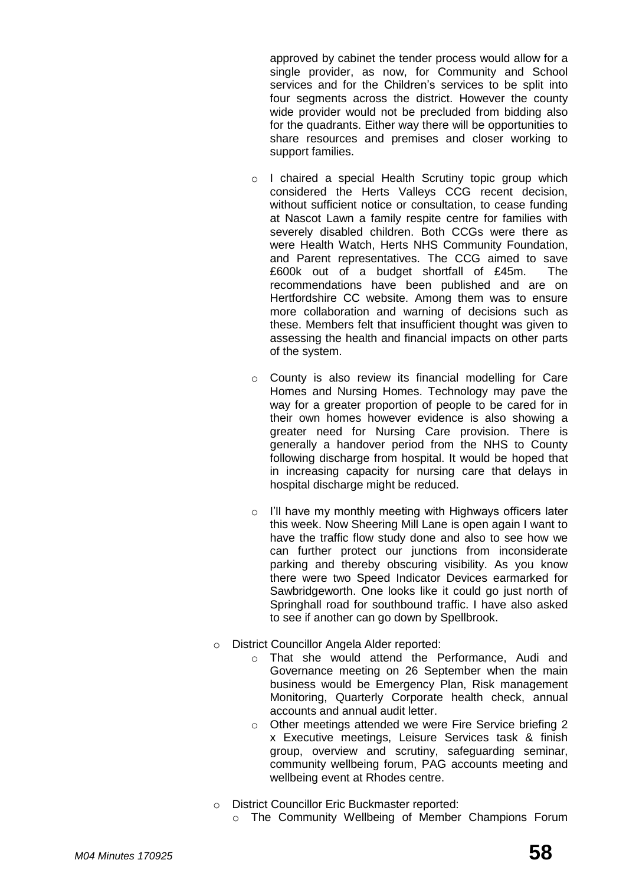approved by cabinet the tender process would allow for a single provider, as now, for Community and School services and for the Children's services to be split into four segments across the district. However the county wide provider would not be precluded from bidding also for the quadrants. Either way there will be opportunities to share resources and premises and closer working to support families.

    - I chaired a special Health Scrutiny topic group which considered the Herts Valleys CCG recent decision, without sufficient notice or consultation, to cease funding at Nascot Lawn a family respite centre for families with severely disabled children. Both CCGs were there as were Health Watch, Herts NHS Community Foundation, and Parent representatives. The CCG aimed to save £600k out of a budget shortfall of £45m. The recommendations have been published and are on Hertfordshire CC website. Among them was to ensure more collaboration and warning of decisions such as these. Members felt that insufficient thought was given to assessing the health and financial impacts on other parts of the system.
    - County is also review its financial modelling for Care Homes and Nursing Homes. Technology may pave the way for a greater proportion of people to be cared for in their own homes however evidence is also showing a greater need for Nursing Care provision. There is generally a handover period from the NHS to County following discharge from hospital. It would be hoped that in increasing capacity for nursing care that delays in hospital discharge might be reduced.
    - I'll have my monthly meeting with Highways officers later this week. Now Sheering Mill Lane is open again I want to have the traffic flow study done and also to see how we can further protect our junctions from inconsiderate parking and thereby obscuring visibility. As you know there were two Speed Indicator Devices earmarked for Sawbridgeworth. One looks like it could go just north of Springhall road for southbound traffic. I have also asked to see if another can go down by Spellbrook.

- District Councillor Angela Alder reported:
    - That she would attend the Performance, Audi and Governance meeting on 26 September when the main business would be Emergency Plan, Risk management Monitoring, Quarterly Corporate health check, annual accounts and annual audit letter.
    - Other meetings attended we were Fire Service briefing 2 x Executive meetings, Leisure Services task & finish group, overview and scrutiny, safeguarding seminar, community wellbeing forum, PAG accounts meeting and wellbeing event at Rhodes centre.

- District Councillor Eric Buckmaster reported:
    - The Community Wellbeing of Member Champions Forum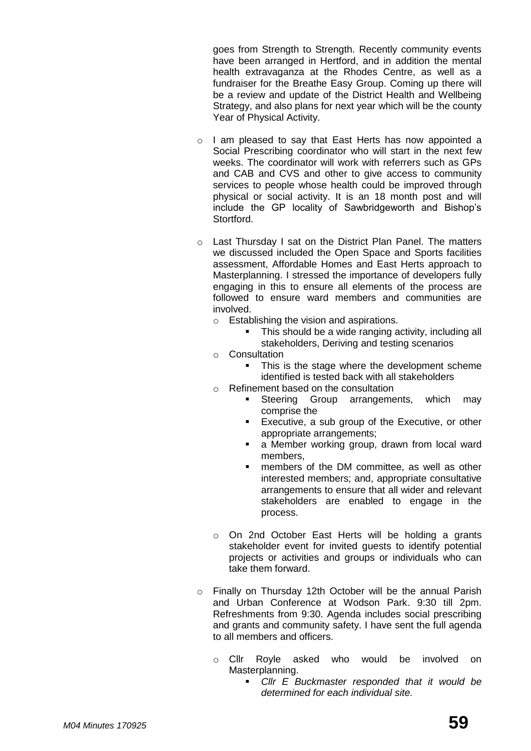goes from Strength to Strength. Recently community events have been arranged in Hertford, and in addition the mental health extravaganza at the Rhodes Centre, as well as a fundraiser for the Breathe Easy Group. Coming up there will be a review and update of the District Health and Wellbeing Strategy, and also plans for next year which will be the county Year of Physical Activity.

- I am pleased to say that East Herts has now appointed a Social Prescribing coordinator who will start in the next few weeks. The coordinator will work with referrers such as GPs and CAB and CVS and other to give access to community services to people whose health could be improved through physical or social activity. It is an 18 month post and will include the GP locality of Sawbridgeworth and Bishop's Stortford.

- Last Thursday I sat on the District Plan Panel. The matters we discussed included the Open Space and Sports facilities assessment, Affordable Homes and East Herts approach to Masterplanning. I stressed the importance of developers fully engaging in this to ensure all elements of the process are followed to ensure ward members and communities are involved.
  - Establishing the vision and aspirations.
    - This should be a wide ranging activity, including all stakeholders, Deriving and testing scenarios
  - Consultation
    - This is the stage where the development scheme identified is tested back with all stakeholders
  - Refinement based on the consultation
    - Steering Group arrangements, which may comprise the
    - Executive, a sub group of the Executive, or other appropriate arrangements;
    - a Member working group, drawn from local ward members,
    - members of the DM committee, as well as other interested members; and, appropriate consultative arrangements to ensure that all wider and relevant stakeholders are enabled to engage in the process.

  - On 2nd October East Herts will be holding a grants stakeholder event for invited guests to identify potential projects or activities and groups or individuals who can take them forward.

- Finally on Thursday 12th October will be the annual Parish and Urban Conference at Wodson Park. 9:30 till 2pm. Refreshments from 9:30. Agenda includes social prescribing and grants and community safety. I have sent the full agenda to all members and officers.

  - Cllr Royle asked who would be involved on Masterplanning.
    - *Cllr E Buckmaster responded that it would be determined for each individual site.*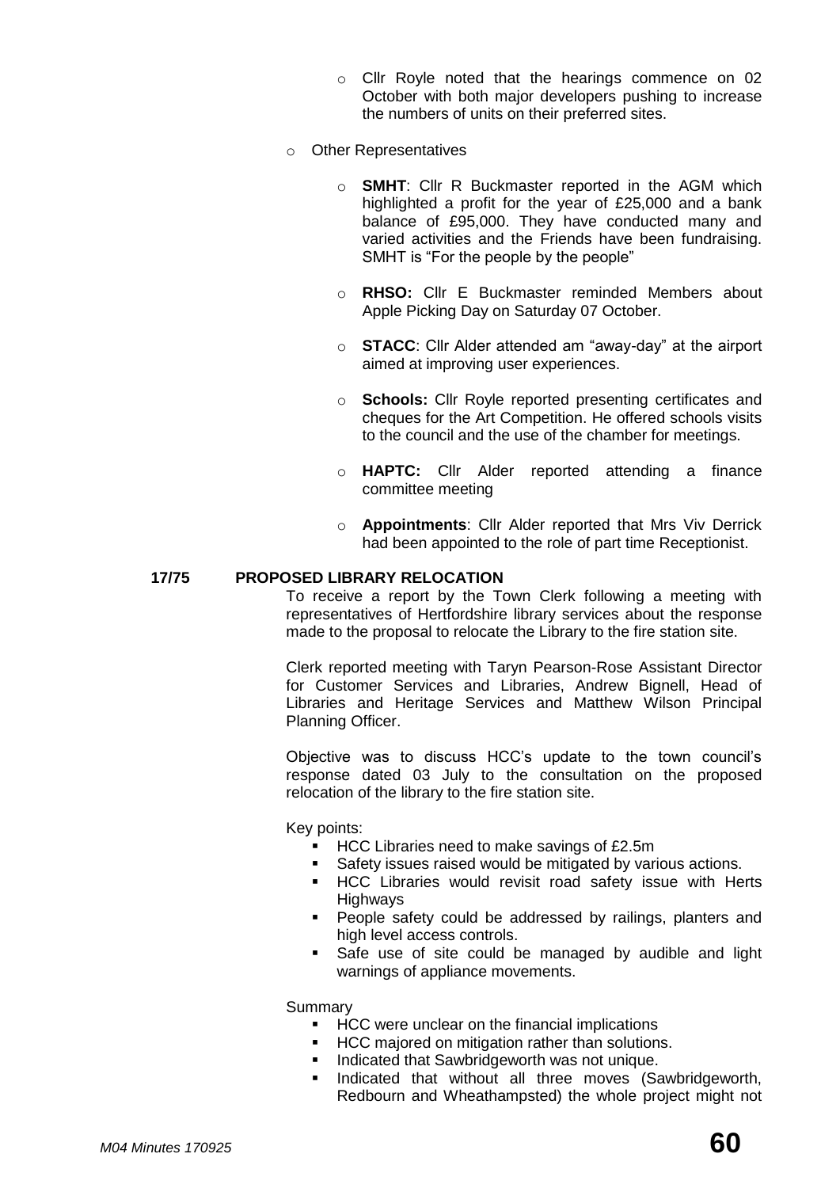- Cllr Royle noted that the hearings commence on 02 October with both major developers pushing to increase the numbers of units on their preferred sites.

- Other Representatives

    - **SMHT**: Cllr R Buckmaster reported in the AGM which highlighted a profit for the year of £25,000 and a bank balance of £95,000. They have conducted many and varied activities and the Friends have been fundraising. SMHT is "For the people by the people"

    - **RHSO:** Cllr E Buckmaster reminded Members about Apple Picking Day on Saturday 07 October.

    - **STACC**: Cllr Alder attended am "away-day" at the airport aimed at improving user experiences.

    - **Schools:** Cllr Royle reported presenting certificates and cheques for the Art Competition. He offered schools visits to the council and the use of the chamber for meetings.

    - **HAPTC:** Cllr Alder reported attending a finance committee meeting

    - **Appointments**: Cllr Alder reported that Mrs Viv Derrick had been appointed to the role of part time Receptionist.

**17/75 PROPOSED LIBRARY RELOCATION**

To receive a report by the Town Clerk following a meeting with representatives of Hertfordshire library services about the response made to the proposal to relocate the Library to the fire station site.

Clerk reported meeting with Taryn Pearson-Rose Assistant Director for Customer Services and Libraries, Andrew Bignell, Head of Libraries and Heritage Services and Matthew Wilson Principal Planning Officer.

Objective was to discuss HCC's update to the town council's response dated 03 July to the consultation on the proposed relocation of the library to the fire station site.

Key points:

- HCC Libraries need to make savings of £2.5m
- Safety issues raised would be mitigated by various actions.
- HCC Libraries would revisit road safety issue with Herts Highways
- People safety could be addressed by railings, planters and high level access controls.
- Safe use of site could be managed by audible and light warnings of appliance movements.

Summary

- HCC were unclear on the financial implications
- HCC majored on mitigation rather than solutions.
- Indicated that Sawbridgeworth was not unique.
- Indicated that without all three moves (Sawbridgeworth, Redbourn and Wheathampsted) the whole project might not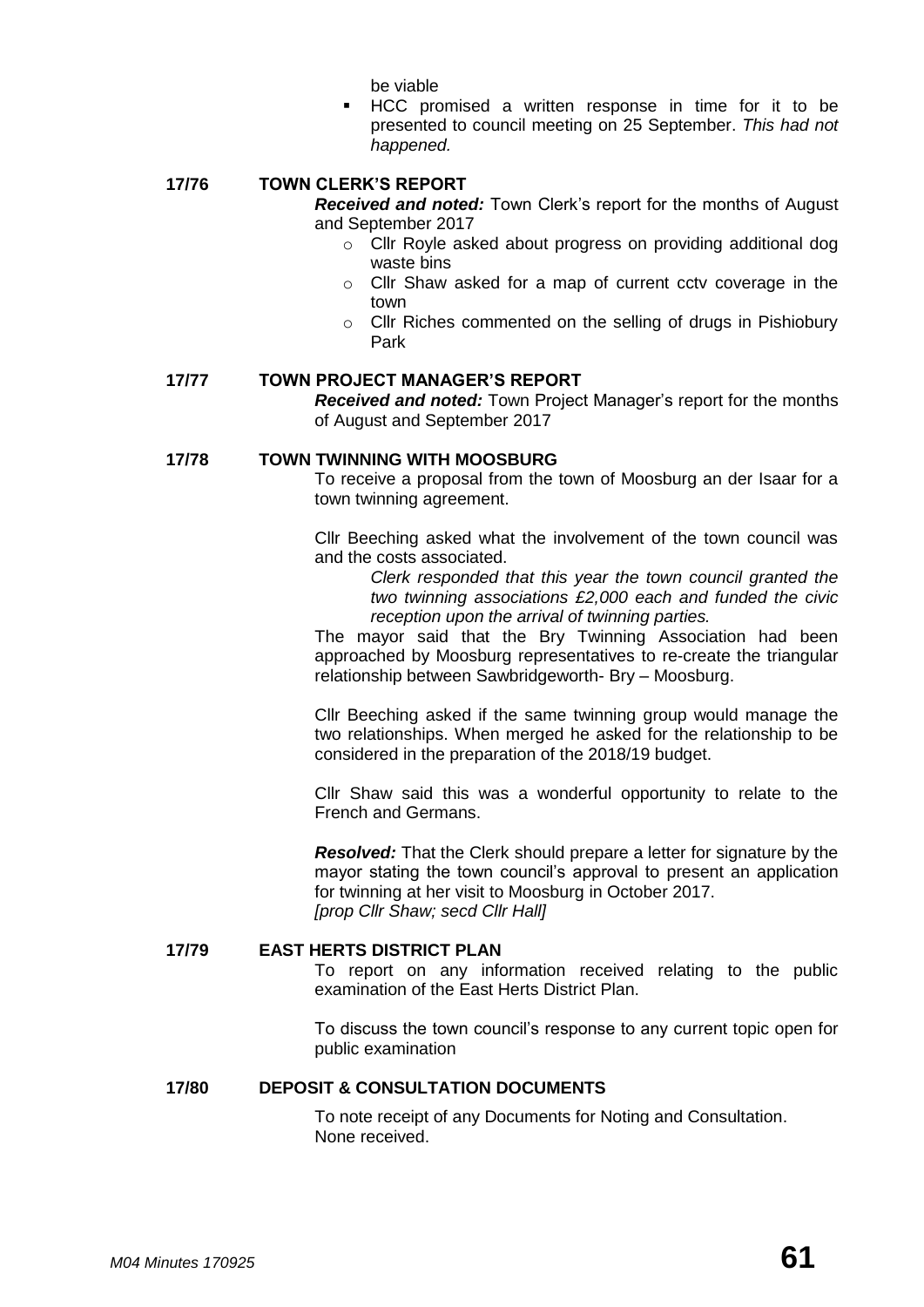be viable

- HCC promised a written response in time for it to be presented to council meeting on 25 September. *This had not happened.*

**17/76 TOWN CLERK'S REPORT**

***Received and noted:*** Town Clerk's report for the months of August and September 2017

- Cllr Royle asked about progress on providing additional dog waste bins
- Cllr Shaw asked for a map of current cctv coverage in the town
- Cllr Riches commented on the selling of drugs in Pishiobury Park

**17/77 TOWN PROJECT MANAGER'S REPORT**

***Received and noted:*** Town Project Manager's report for the months of August and September 2017

**17/78 TOWN TWINNING WITH MOOSBURG**

To receive a proposal from the town of Moosburg an der Isaar for a town twinning agreement.

Cllr Beeching asked what the involvement of the town council was and the costs associated.

*Clerk responded that this year the town council granted the two twinning associations £2,000 each and funded the civic reception upon the arrival of twinning parties.*

The mayor said that the Bry Twinning Association had been approached by Moosburg representatives to re-create the triangular relationship between Sawbridgeworth- Bry – Moosburg.

Cllr Beeching asked if the same twinning group would manage the two relationships. When merged he asked for the relationship to be considered in the preparation of the 2018/19 budget.

Cllr Shaw said this was a wonderful opportunity to relate to the French and Germans.

***Resolved:*** That the Clerk should prepare a letter for signature by the mayor stating the town council's approval to present an application for twinning at her visit to Moosburg in October 2017.
*[prop Cllr Shaw; secd Cllr Hall]*

**17/79 EAST HERTS DISTRICT PLAN**

To report on any information received relating to the public examination of the East Herts District Plan.

To discuss the town council's response to any current topic open for public examination

**17/80 DEPOSIT & CONSULTATION DOCUMENTS**

To note receipt of any Documents for Noting and Consultation.
None received.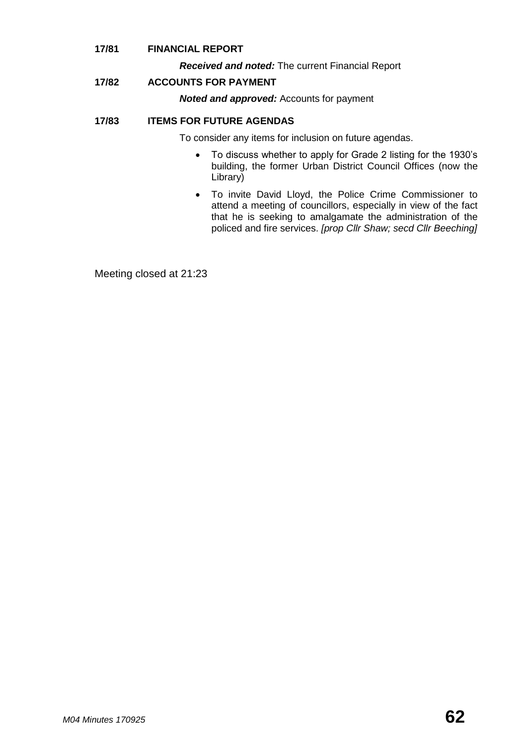**17/81 FINANCIAL REPORT**

***Received and noted:*** The current Financial Report

**17/82 ACCOUNTS FOR PAYMENT**

***Noted and approved:*** Accounts for payment

**17/83 ITEMS FOR FUTURE AGENDAS**

To consider any items for inclusion on future agendas.

- To discuss whether to apply for Grade 2 listing for the 1930's building, the former Urban District Council Offices (now the Library)
- To invite David Lloyd, the Police Crime Commissioner to attend a meeting of councillors, especially in view of the fact that he is seeking to amalgamate the administration of the policed and fire services. *[prop Cllr Shaw; secd Cllr Beeching]*

Meeting closed at 21:23